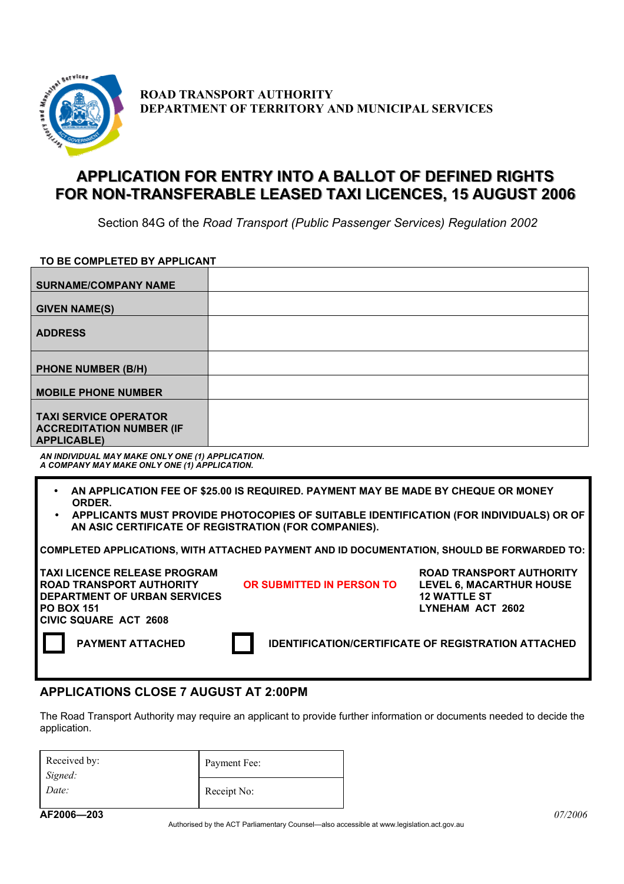ROAD TRANSPORT AUTHORITY
DEPARTMENT OF TERRITORY AND MUNICIPAL SERVICES

# APPLICATION FOR ENTRY INTO A BALLOT OF DEFINED RIGHTS FOR NON-TRANSFERABLE LEASED TAXI LICENCES, 15 AUGUST 2006

Section 84G of the *Road Transport (Public Passenger Services) Regulation 2002*

**TO BE COMPLETED BY APPLICANT**

| | |
|---|---|
| **SURNAME/COMPANY NAME** | |
| **GIVEN NAME(S)** | |
| **ADDRESS** | |
| **PHONE NUMBER (B/H)** | |
| **MOBILE PHONE NUMBER** | |
| **TAXI SERVICE OPERATOR ACCREDITATION NUMBER (IF APPLICABLE)** | |

***AN INDIVIDUAL MAY MAKE ONLY ONE (1) APPLICATION.***
***A COMPANY MAY MAKE ONLY ONE (1) APPLICATION.***

- **AN APPLICATION FEE OF $25.00 IS REQUIRED. PAYMENT MAY BE MADE BY CHEQUE OR MONEY ORDER.**
- **APPLICANTS MUST PROVIDE PHOTOCOPIES OF SUITABLE IDENTIFICATION (FOR INDIVIDUALS) OR OF AN ASIC CERTIFICATE OF REGISTRATION (FOR COMPANIES).**

**COMPLETED APPLICATIONS, WITH ATTACHED PAYMENT AND ID DOCUMENTATION, SHOULD BE FORWARDED TO:**

**TAXI LICENCE RELEASE PROGRAM**
**ROAD TRANSPORT AUTHORITY**
**DEPARTMENT OF URBAN SERVICES**
**PO BOX 151**
**CIVIC SQUARE ACT 2608**

**OR SUBMITTED IN PERSON TO**

**ROAD TRANSPORT AUTHORITY**
**LEVEL 6, MACARTHUR HOUSE**
**12 WATTLE ST**
**LYNEHAM ACT 2602**

☐ **PAYMENT ATTACHED**

☐ **IDENTIFICATION/CERTIFICATE OF REGISTRATION ATTACHED**

## APPLICATIONS CLOSE 7 AUGUST AT 2:00PM

The Road Transport Authority may require an applicant to provide further information or documents needed to decide the application.

| | |
|---|---|
| Received by:<br>*Signed:*<br>*Date:* | Payment Fee: |
| | Receipt No: |

**AF2006—203**

*07/2006*

Authorised by the ACT Parliamentary Counsel—also accessible at www.legislation.act.gov.au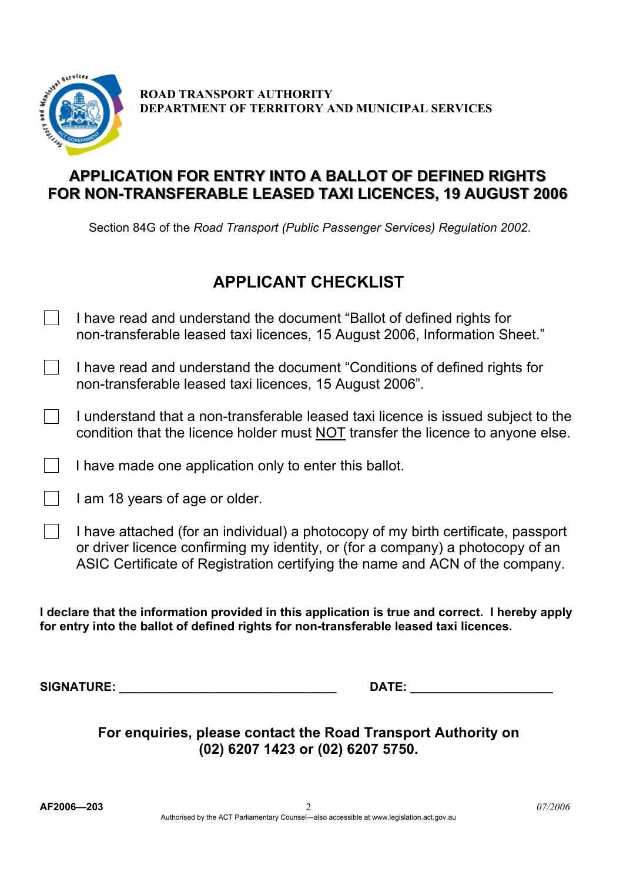ROAD TRANSPORT AUTHORITY
DEPARTMENT OF TERRITORY AND MUNICIPAL SERVICES

# APPLICATION FOR ENTRY INTO A BALLOT OF DEFINED RIGHTS FOR NON-TRANSFERABLE LEASED TAXI LICENCES, 19 AUGUST 2006

Section 84G of the *Road Transport (Public Passenger Services) Regulation 2002*.

## APPLICANT CHECKLIST

- ☐ I have read and understand the document "Ballot of defined rights for non-transferable leased taxi licences, 15 August 2006, Information Sheet."
- ☐ I have read and understand the document "Conditions of defined rights for non-transferable leased taxi licences, 15 August 2006".
- ☐ I understand that a non-transferable leased taxi licence is issued subject to the condition that the licence holder must <u>NOT</u> transfer the licence to anyone else.
- ☐ I have made one application only to enter this ballot.
- ☐ I am 18 years of age or older.
- ☐ I have attached (for an individual) a photocopy of my birth certificate, passport or driver licence confirming my identity, or (for a company) a photocopy of an ASIC Certificate of Registration certifying the name and ACN of the company.

**I declare that the information provided in this application is true and correct. I hereby apply for entry into the ballot of defined rights for non-transferable leased taxi licences.**

**SIGNATURE:** ________________________________ **DATE:** ____________________

**For enquiries, please contact the Road Transport Authority on (02) 6207 1423 or (02) 6207 5750.**

**AF2006—203** *07/2006*

Authorised by the ACT Parliamentary Counsel—also accessible at www.legislation.act.gov.au